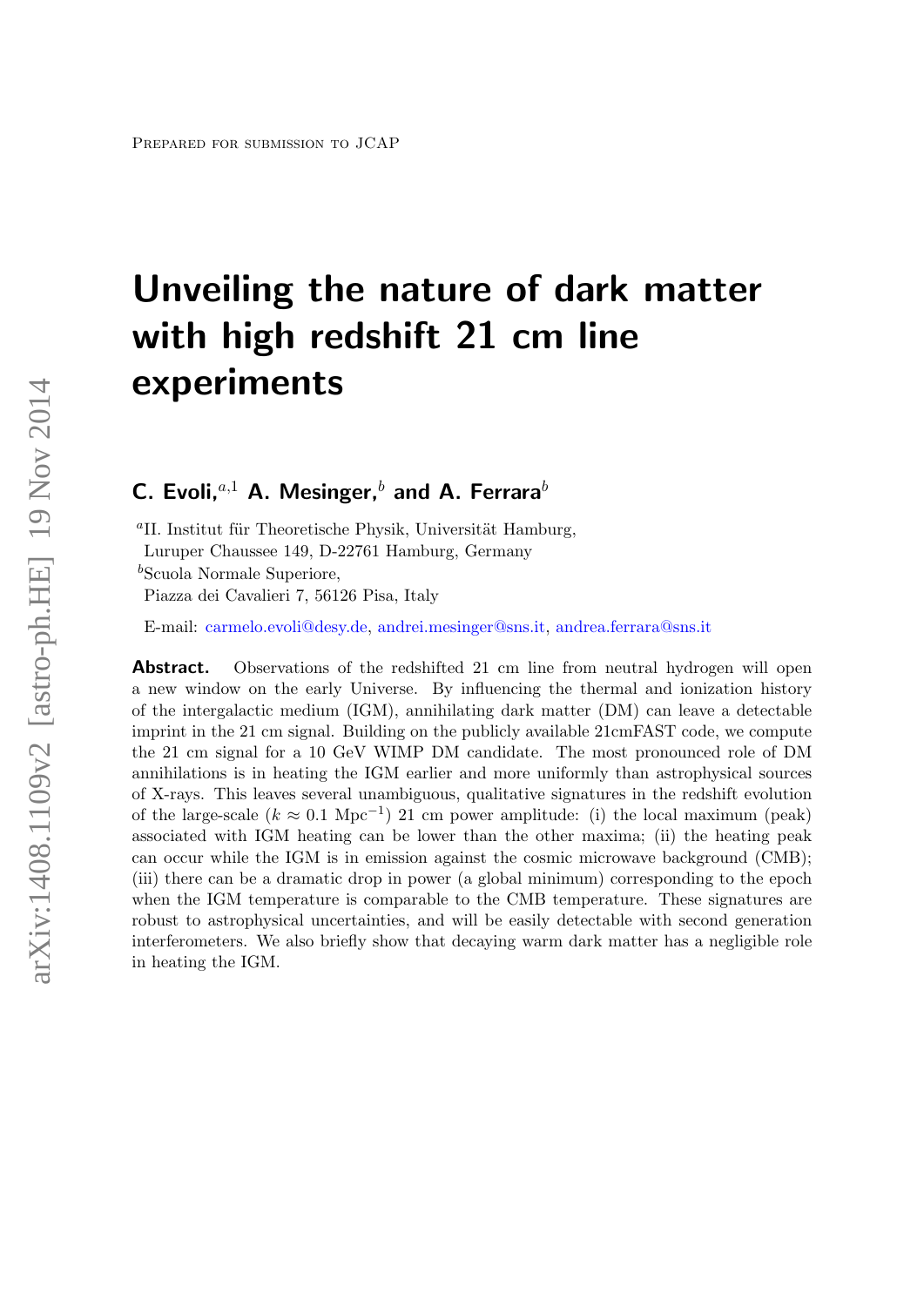Prepared for submission to JCAP

# Unveiling the nature of dark matter with high redshift 21 cm line experiments

**C. Evoli,**[a,1] **A. Mesinger,**[b] **and A. Ferrara**[b]

[a]II. Institut für Theoretische Physik, Universität Hamburg,
Luruper Chaussee 149, D-22761 Hamburg, Germany

[b]Scuola Normale Superiore,
Piazza dei Cavalieri 7, 56126 Pisa, Italy

E-mail: carmelo.evoli@desy.de, andrei.mesinger@sns.it, andrea.ferrara@sns.it

**Abstract.** Observations of the redshifted 21 cm line from neutral hydrogen will open a new window on the early Universe. By influencing the thermal and ionization history of the intergalactic medium (IGM), annihilating dark matter (DM) can leave a detectable imprint in the 21 cm signal. Building on the publicly available 21cmFAST code, we compute the 21 cm signal for a 10 GeV WIMP DM candidate. The most pronounced role of DM annihilations is in heating the IGM earlier and more uniformly than astrophysical sources of X-rays. This leaves several unambiguous, qualitative signatures in the redshift evolution of the large-scale ($k \approx 0.1$ Mpc$^{-1}$) 21 cm power amplitude: (i) the local maximum (peak) associated with IGM heating can be lower than the other maxima; (ii) the heating peak can occur while the IGM is in emission against the cosmic microwave background (CMB); (iii) there can be a dramatic drop in power (a global minimum) corresponding to the epoch when the IGM temperature is comparable to the CMB temperature. These signatures are robust to astrophysical uncertainties, and will be easily detectable with second generation interferometers. We also briefly show that decaying warm dark matter has a negligible role in heating the IGM.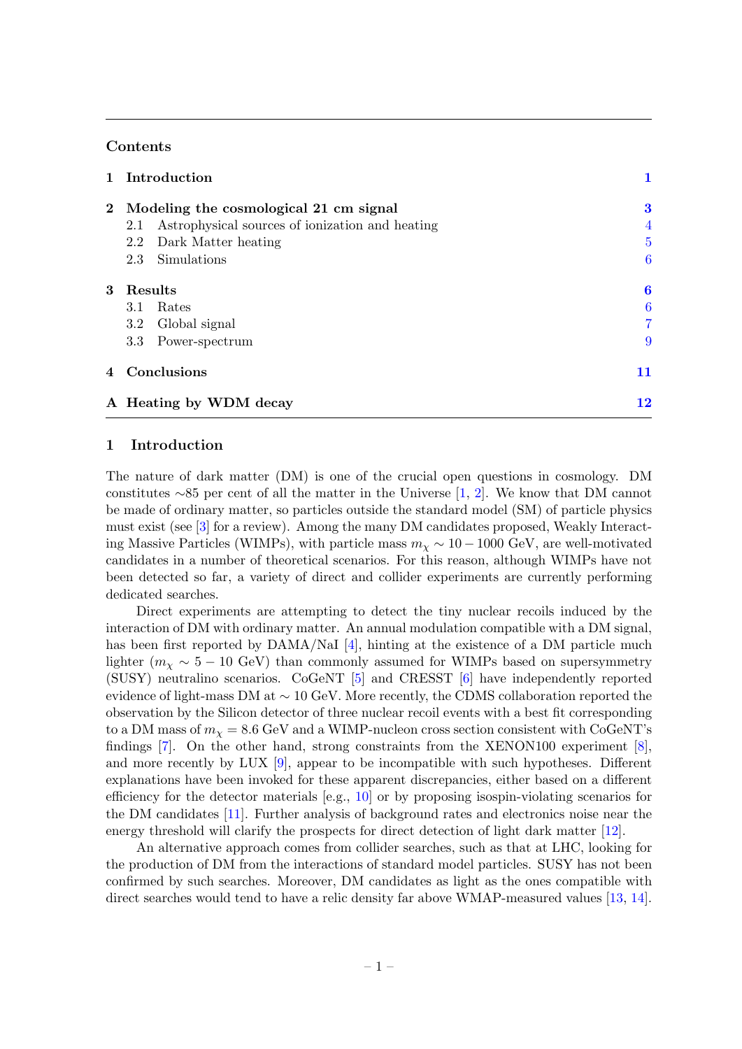## Contents

| | | |
|---|---|---|
| **1** | **Introduction** | **1** |
| **2** | **Modeling the cosmological 21 cm signal** | **3** |
| | 2.1 Astrophysical sources of ionization and heating | 4 |
| | 2.2 Dark Matter heating | 5 |
| | 2.3 Simulations | 6 |
| **3** | **Results** | **6** |
| | 3.1 Rates | 6 |
| | 3.2 Global signal | 7 |
| | 3.3 Power-spectrum | 9 |
| **4** | **Conclusions** | **11** |
| **A** | **Heating by WDM decay** | **12** |

## 1 Introduction

The nature of dark matter (DM) is one of the crucial open questions in cosmology. DM constitutes ∼85 per cent of all the matter in the Universe [1, 2]. We know that DM cannot be made of ordinary matter, so particles outside the standard model (SM) of particle physics must exist (see [3] for a review). Among the many DM candidates proposed, Weakly Interacting Massive Particles (WIMPs), with particle mass $m_\chi \sim 10 - 1000$ GeV, are well-motivated candidates in a number of theoretical scenarios. For this reason, although WIMPs have not been detected so far, a variety of direct and collider experiments are currently performing dedicated searches.

Direct experiments are attempting to detect the tiny nuclear recoils induced by the interaction of DM with ordinary matter. An annual modulation compatible with a DM signal, has been first reported by DAMA/NaI [4], hinting at the existence of a DM particle much lighter ($m_\chi \sim 5 - 10$ GeV) than commonly assumed for WIMPs based on supersymmetry (SUSY) neutralino scenarios. CoGeNT [5] and CRESST [6] have independently reported evidence of light-mass DM at ∼ 10 GeV. More recently, the CDMS collaboration reported the observation by the Silicon detector of three nuclear recoil events with a best fit corresponding to a DM mass of $m_\chi = 8.6$ GeV and a WIMP-nucleon cross section consistent with CoGeNT's findings [7]. On the other hand, strong constraints from the XENON100 experiment [8], and more recently by LUX [9], appear to be incompatible with such hypotheses. Different explanations have been invoked for these apparent discrepancies, either based on a different efficiency for the detector materials [e.g., 10] or by proposing isospin-violating scenarios for the DM candidates [11]. Further analysis of background rates and electronics noise near the energy threshold will clarify the prospects for direct detection of light dark matter [12].

An alternative approach comes from collider searches, such as that at LHC, looking for the production of DM from the interactions of standard model particles. SUSY has not been confirmed by such searches. Moreover, DM candidates as light as the ones compatible with direct searches would tend to have a relic density far above WMAP-measured values [13, 14].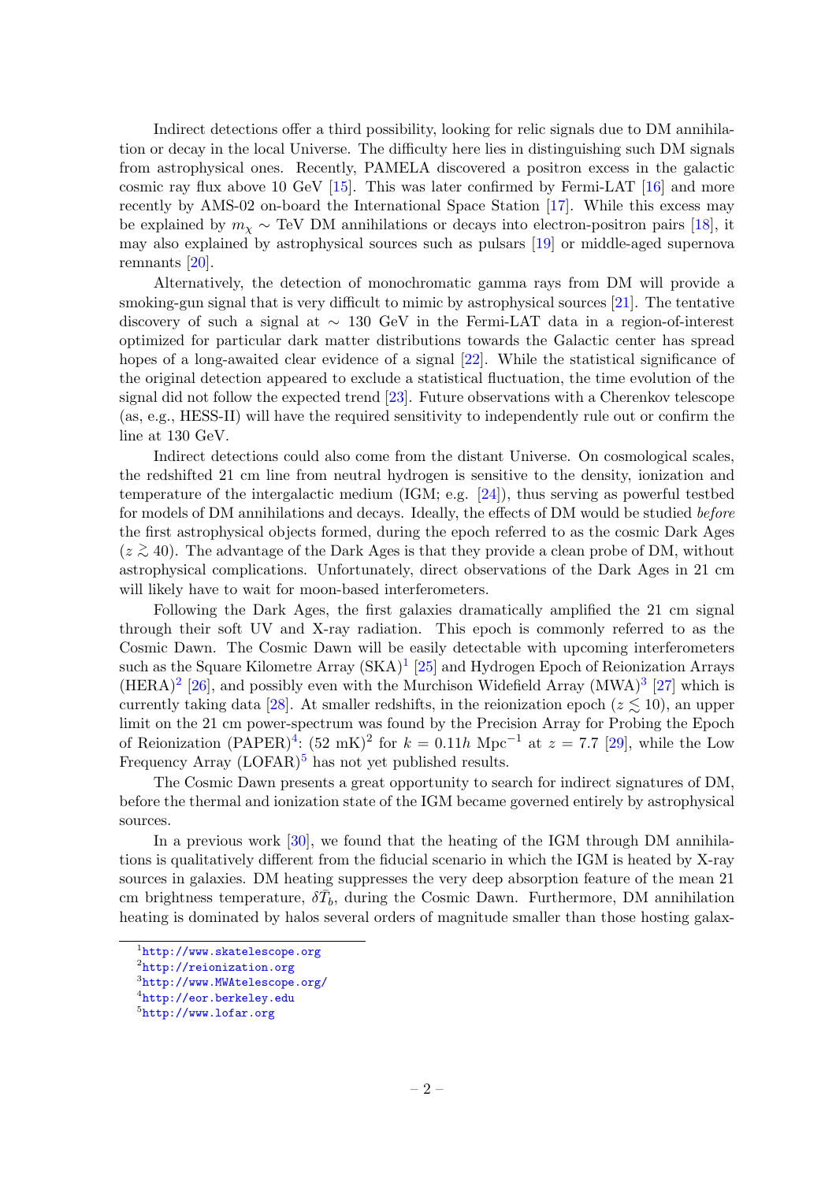Indirect detections offer a third possibility, looking for relic signals due to DM annihilation or decay in the local Universe. The difficulty here lies in distinguishing such DM signals from astrophysical ones. Recently, PAMELA discovered a positron excess in the galactic cosmic ray flux above 10 GeV [15]. This was later confirmed by Fermi-LAT [16] and more recently by AMS-02 on-board the International Space Station [17]. While this excess may be explained by $m_\chi \sim$ TeV DM annihilations or decays into electron-positron pairs [18], it may also explained by astrophysical sources such as pulsars [19] or middle-aged supernova remnants [20].

Alternatively, the detection of monochromatic gamma rays from DM will provide a smoking-gun signal that is very difficult to mimic by astrophysical sources [21]. The tentative discovery of such a signal at $\sim$ 130 GeV in the Fermi-LAT data in a region-of-interest optimized for particular dark matter distributions towards the Galactic center has spread hopes of a long-awaited clear evidence of a signal [22]. While the statistical significance of the original detection appeared to exclude a statistical fluctuation, the time evolution of the signal did not follow the expected trend [23]. Future observations with a Cherenkov telescope (as, e.g., HESS-II) will have the required sensitivity to independently rule out or confirm the line at 130 GeV.

Indirect detections could also come from the distant Universe. On cosmological scales, the redshifted 21 cm line from neutral hydrogen is sensitive to the density, ionization and temperature of the intergalactic medium (IGM; e.g. [24]), thus serving as powerful testbed for models of DM annihilations and decays. Ideally, the effects of DM would be studied *before* the first astrophysical objects formed, during the epoch referred to as the cosmic Dark Ages ($z \gtrsim 40$). The advantage of the Dark Ages is that they provide a clean probe of DM, without astrophysical complications. Unfortunately, direct observations of the Dark Ages in 21 cm will likely have to wait for moon-based interferometers.

Following the Dark Ages, the first galaxies dramatically amplified the 21 cm signal through their soft UV and X-ray radiation. This epoch is commonly referred to as the Cosmic Dawn. The Cosmic Dawn will be easily detectable with upcoming interferometers such as the Square Kilometre Array (SKA)[1] [25] and Hydrogen Epoch of Reionization Arrays (HERA)[2] [26], and possibly even with the Murchison Widefield Array (MWA)[3] [27] which is currently taking data [28]. At smaller redshifts, in the reionization epoch ($z \lesssim 10$), an upper limit on the 21 cm power-spectrum was found by the Precision Array for Probing the Epoch of Reionization (PAPER)[4]: $(52 \text{ mK})^2$ for $k = 0.11h$ Mpc$^{-1}$ at $z = 7.7$ [29], while the Low Frequency Array (LOFAR)[5] has not yet published results.

The Cosmic Dawn presents a great opportunity to search for indirect signatures of DM, before the thermal and ionization state of the IGM became governed entirely by astrophysical sources.

In a previous work [30], we found that the heating of the IGM through DM annihilations is qualitatively different from the fiducial scenario in which the IGM is heated by X-ray sources in galaxies. DM heating suppresses the very deep absorption feature of the mean 21 cm brightness temperature, $\delta\bar{T}_b$, during the Cosmic Dawn. Furthermore, DM annihilation heating is dominated by halos several orders of magnitude smaller than those hosting galax-

[1] http://www.skatelescope.org

[2] http://reionization.org

[3] http://www.MWAtelescope.org/

[4] http://eor.berkeley.edu

[5] http://www.lofar.org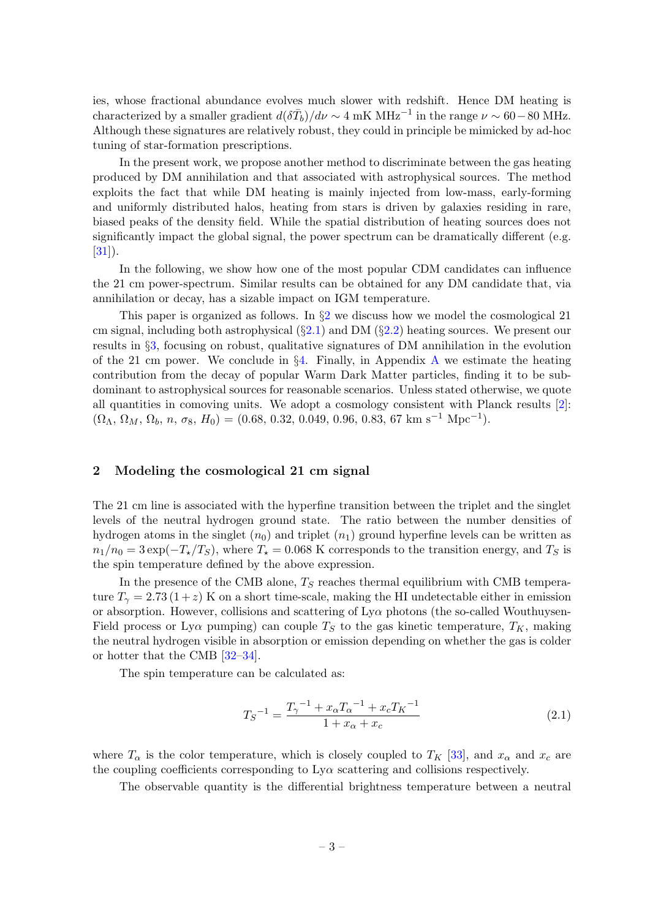ies, whose fractional abundance evolves much slower with redshift. Hence DM heating is characterized by a smaller gradient $d(\delta \bar{T}_b)/d\nu \sim 4$ mK MHz$^{-1}$ in the range $\nu \sim 60-80$ MHz. Although these signatures are relatively robust, they could in principle be mimicked by ad-hoc tuning of star-formation prescriptions.

In the present work, we propose another method to discriminate between the gas heating produced by DM annihilation and that associated with astrophysical sources. The method exploits the fact that while DM heating is mainly injected from low-mass, early-forming and uniformly distributed halos, heating from stars is driven by galaxies residing in rare, biased peaks of the density field. While the spatial distribution of heating sources does not significantly impact the global signal, the power spectrum can be dramatically different (e.g. [31]).

In the following, we show how one of the most popular CDM candidates can influence the 21 cm power-spectrum. Similar results can be obtained for any DM candidate that, via annihilation or decay, has a sizable impact on IGM temperature.

This paper is organized as follows. In §2 we discuss how we model the cosmological 21 cm signal, including both astrophysical (§2.1) and DM (§2.2) heating sources. We present our results in §3, focusing on robust, qualitative signatures of DM annihilation in the evolution of the 21 cm power. We conclude in §4. Finally, in Appendix A we estimate the heating contribution from the decay of popular Warm Dark Matter particles, finding it to be sub-dominant to astrophysical sources for reasonable scenarios. Unless stated otherwise, we quote all quantities in comoving units. We adopt a cosmology consistent with Planck results [2]: $(\Omega_\Lambda, \Omega_M, \Omega_b, n, \sigma_8, H_0) = (0.68, 0.32, 0.049, 0.96, 0.83, 67 \text{ km s}^{-1} \text{ Mpc}^{-1})$.

## 2 Modeling the cosmological 21 cm signal

The 21 cm line is associated with the hyperfine transition between the triplet and the singlet levels of the neutral hydrogen ground state. The ratio between the number densities of hydrogen atoms in the singlet ($n_0$) and triplet ($n_1$) ground hyperfine levels can be written as $n_1/n_0 = 3\exp(-T_\star/T_S)$, where $T_\star = 0.068$ K corresponds to the transition energy, and $T_S$ is the spin temperature defined by the above expression.

In the presence of the CMB alone, $T_S$ reaches thermal equilibrium with CMB temperature $T_\gamma = 2.73\,(1+z)$ K on a short time-scale, making the HI undetectable either in emission or absorption. However, collisions and scattering of Ly$\alpha$ photons (the so-called Wouthuysen-Field process or Ly$\alpha$ pumping) can couple $T_S$ to the gas kinetic temperature, $T_K$, making the neutral hydrogen visible in absorption or emission depending on whether the gas is colder or hotter that the CMB [32–34].

The spin temperature can be calculated as:

$$
{T_S}^{-1} = \frac{{T_\gamma}^{-1} + x_\alpha {T_\alpha}^{-1} + x_c {T_K}^{-1}}{1 + x_\alpha + x_c} \tag{2.1}
$$

where $T_\alpha$ is the color temperature, which is closely coupled to $T_K$ [33], and $x_\alpha$ and $x_c$ are the coupling coefficients corresponding to Ly$\alpha$ scattering and collisions respectively.

The observable quantity is the differential brightness temperature between a neutral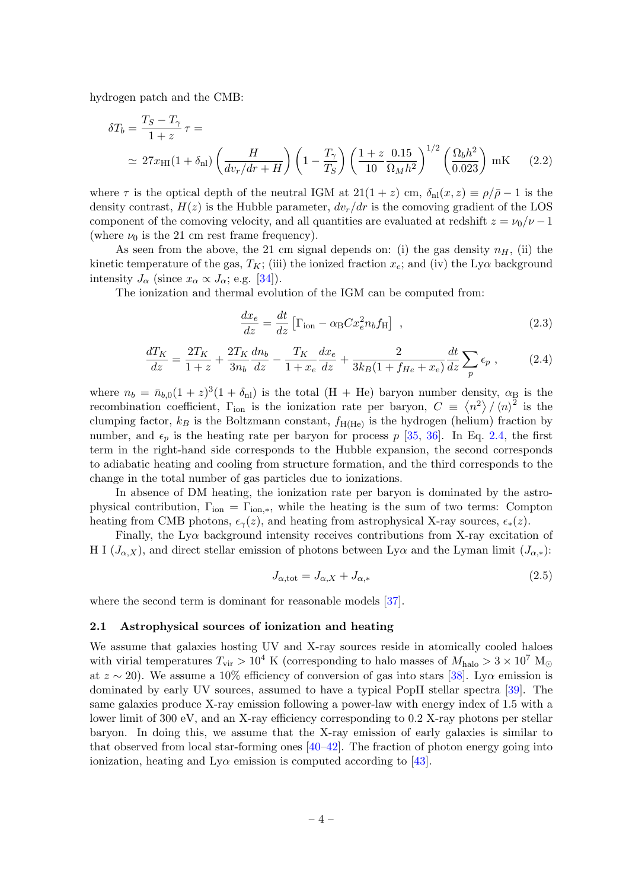hydrogen patch and the CMB:

$$\delta T_b = \frac{T_S - T_\gamma}{1+z}\,\tau =$$
$$\simeq 27 x_{\rm HI}(1+\delta_{\rm nl}) \left(\frac{H}{dv_r/dr + H}\right) \left(1 - \frac{T_\gamma}{T_S}\right) \left(\frac{1+z}{10}\frac{0.15}{\Omega_M h^2}\right)^{1/2} \left(\frac{\Omega_b h^2}{0.023}\right) \,\text{mK} \qquad (2.2)$$

where $\tau$ is the optical depth of the neutral IGM at $21(1+z)$ cm, $\delta_{\rm nl}(x,z) \equiv \rho/\bar{\rho} - 1$ is the density contrast, $H(z)$ is the Hubble parameter, $dv_r/dr$ is the comoving gradient of the LOS component of the comoving velocity, and all quantities are evaluated at redshift $z = \nu_0/\nu - 1$ (where $\nu_0$ is the 21 cm rest frame frequency).

As seen from the above, the 21 cm signal depends on: (i) the gas density $n_H$, (ii) the kinetic temperature of the gas, $T_K$; (iii) the ionized fraction $x_e$; and (iv) the Ly$\alpha$ background intensity $J_\alpha$ (since $x_\alpha \propto J_\alpha$; e.g. [34]).

The ionization and thermal evolution of the IGM can be computed from:

$$\frac{dx_e}{dz} = \frac{dt}{dz}\left[\Gamma_{\rm ion} - \alpha_{\rm B} C x_e^2 n_b f_{\rm H}\right] \;, \qquad (2.3)$$

$$\frac{dT_K}{dz} = \frac{2T_K}{1+z} + \frac{2T_K}{3n_b}\frac{dn_b}{dz} - \frac{T_K}{1+x_e}\frac{dx_e}{dz} + \frac{2}{3k_B(1+f_{He}+x_e)}\frac{dt}{dz}\sum_p \epsilon_p \;, \qquad (2.4)$$

where $n_b = \bar{n}_{b,0}(1+z)^3(1+\delta_{\rm nl})$ is the total (H + He) baryon number density, $\alpha_{\rm B}$ is the recombination coefficient, $\Gamma_{\rm ion}$ is the ionization rate per baryon, $C \equiv \langle n^2 \rangle / \langle n \rangle^2$ is the clumping factor, $k_B$ is the Boltzmann constant, $f_{\rm H(He)}$ is the hydrogen (helium) fraction by number, and $\epsilon_p$ is the heating rate per baryon for process $p$ [35, 36]. In Eq. 2.4, the first term in the right-hand side corresponds to the Hubble expansion, the second corresponds to adiabatic heating and cooling from structure formation, and the third corresponds to the change in the total number of gas particles due to ionizations.

In absence of DM heating, the ionization rate per baryon is dominated by the astrophysical contribution, $\Gamma_{\rm ion} = \Gamma_{{\rm ion},*}$, while the heating is the sum of two terms: Compton heating from CMB photons, $\epsilon_\gamma(z)$, and heating from astrophysical X-ray sources, $\epsilon_*(z)$.

Finally, the Ly$\alpha$ background intensity receives contributions from X-ray excitation of H I ($J_{\alpha,X}$), and direct stellar emission of photons between Ly$\alpha$ and the Lyman limit ($J_{\alpha,*}$):

$$J_{\alpha,{\rm tot}} = J_{\alpha,X} + J_{\alpha,*} \qquad (2.5)$$

where the second term is dominant for reasonable models [37].

### 2.1 Astrophysical sources of ionization and heating

We assume that galaxies hosting UV and X-ray sources reside in atomically cooled haloes with virial temperatures $T_{\rm vir} > 10^4$ K (corresponding to halo masses of $M_{\rm halo} > 3 \times 10^7$ M$_\odot$ at $z \sim 20$). We assume a 10% efficiency of conversion of gas into stars [38]. Ly$\alpha$ emission is dominated by early UV sources, assumed to have a typical PopII stellar spectra [39]. The same galaxies produce X-ray emission following a power-law with energy index of 1.5 with a lower limit of 300 eV, and an X-ray efficiency corresponding to 0.2 X-ray photons per stellar baryon. In doing this, we assume that the X-ray emission of early galaxies is similar to that observed from local star-forming ones [40–42]. The fraction of photon energy going into ionization, heating and Ly$\alpha$ emission is computed according to [43].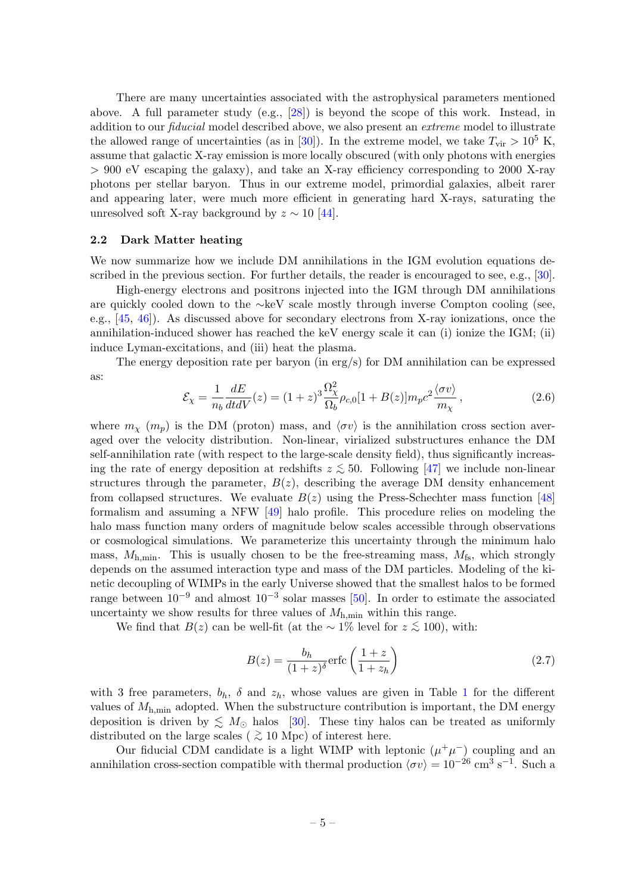There are many uncertainties associated with the astrophysical parameters mentioned above. A full parameter study (e.g., [28]) is beyond the scope of this work. Instead, in addition to our *fiducial* model described above, we also present an *extreme* model to illustrate the allowed range of uncertainties (as in [30]). In the extreme model, we take $T_{\rm vir} > 10^5$ K, assume that galactic X-ray emission is more locally obscured (with only photons with energies $> 900$ eV escaping the galaxy), and take an X-ray efficiency corresponding to 2000 X-ray photons per stellar baryon. Thus in our extreme model, primordial galaxies, albeit rarer and appearing later, were much more efficient in generating hard X-rays, saturating the unresolved soft X-ray background by $z \sim 10$ [44].

### 2.2 Dark Matter heating

We now summarize how we include DM annihilations in the IGM evolution equations described in the previous section. For further details, the reader is encouraged to see, e.g., [30].

High-energy electrons and positrons injected into the IGM through DM annihilations are quickly cooled down to the $\sim$keV scale mostly through inverse Compton cooling (see, e.g., [45, 46]). As discussed above for secondary electrons from X-ray ionizations, once the annihilation-induced shower has reached the keV energy scale it can (i) ionize the IGM; (ii) induce Lyman-excitations, and (iii) heat the plasma.

The energy deposition rate per baryon (in erg/s) for DM annihilation can be expressed as:

$$\mathcal{E}_\chi = \frac{1}{n_b}\frac{dE}{dtdV}(z) = (1+z)^3 \frac{\Omega_\chi^2}{\Omega_b}\rho_{c,0}[1+B(z)]m_p c^2 \frac{\langle\sigma v\rangle}{m_\chi}\,, \tag{2.6}$$

where $m_\chi$ ($m_p$) is the DM (proton) mass, and $\langle\sigma v\rangle$ is the annihilation cross section averaged over the velocity distribution. Non-linear, virialized substructures enhance the DM self-annihilation rate (with respect to the large-scale density field), thus significantly increasing the rate of energy deposition at redshifts $z \lesssim 50$. Following [47] we include non-linear structures through the parameter, $B(z)$, describing the average DM density enhancement from collapsed structures. We evaluate $B(z)$ using the Press-Schechter mass function [48] formalism and assuming a NFW [49] halo profile. This procedure relies on modeling the halo mass function many orders of magnitude below scales accessible through observations or cosmological simulations. We parameterize this uncertainty through the minimum halo mass, $M_{\rm h,min}$. This is usually chosen to be the free-streaming mass, $M_{\rm fs}$, which strongly depends on the assumed interaction type and mass of the DM particles. Modeling of the kinetic decoupling of WIMPs in the early Universe showed that the smallest halos to be formed range between $10^{-9}$ and almost $10^{-3}$ solar masses [50]. In order to estimate the associated uncertainty we show results for three values of $M_{\rm h,min}$ within this range.

We find that $B(z)$ can be well-fit (at the $\sim 1\%$ level for $z \lesssim 100$), with:

$$B(z) = \frac{b_h}{(1+z)^\delta}\,\mathrm{erfc}\left(\frac{1+z}{1+z_h}\right) \tag{2.7}$$

with 3 free parameters, $b_h$, $\delta$ and $z_h$, whose values are given in Table 1 for the different values of $M_{\rm h,min}$ adopted. When the substructure contribution is important, the DM energy deposition is driven by $\lesssim M_\odot$ halos [30]. These tiny halos can be treated as uniformly distributed on the large scales ($\gtrsim 10$ Mpc) of interest here.

Our fiducial CDM candidate is a light WIMP with leptonic ($\mu^+\mu^-$) coupling and an annihilation cross-section compatible with thermal production $\langle\sigma v\rangle = 10^{-26}$ cm$^3$ s$^{-1}$. Such a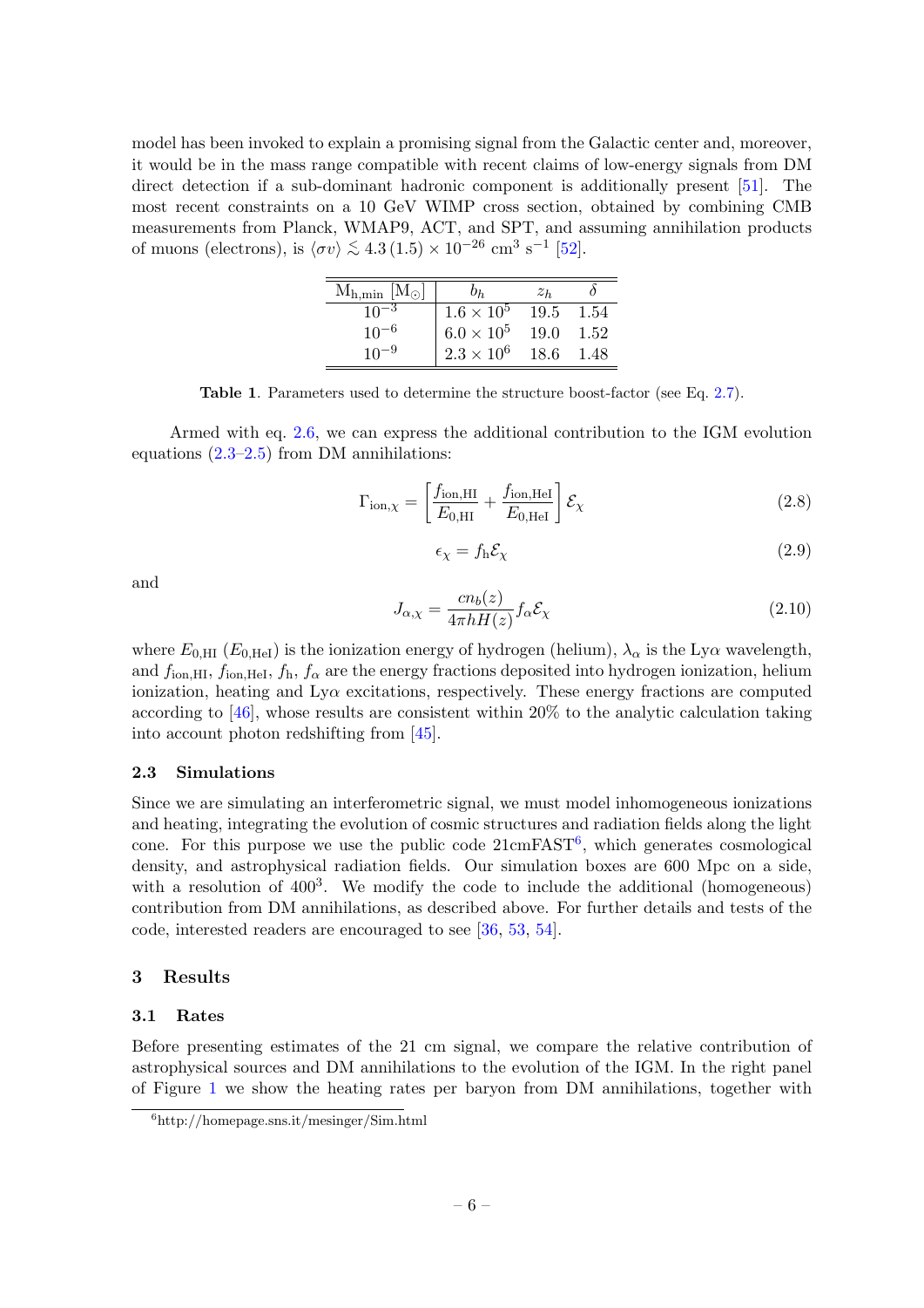model has been invoked to explain a promising signal from the Galactic center and, moreover, it would be in the mass range compatible with recent claims of low-energy signals from DM direct detection if a sub-dominant hadronic component is additionally present [51]. The most recent constraints on a 10 GeV WIMP cross section, obtained by combining CMB measurements from Planck, WMAP9, ACT, and SPT, and assuming annihilation products of muons (electrons), is $\langle \sigma v \rangle \lesssim 4.3\,(1.5) \times 10^{-26}$ cm$^3$ s$^{-1}$ [52].

| $M_{h,min}$ [$M_\odot$] | $b_h$ | $z_h$ | $\delta$ |
|---|---|---|---|
| $10^{-3}$ | $1.6 \times 10^5$ | 19.5 | 1.54 |
| $10^{-6}$ | $6.0 \times 10^5$ | 19.0 | 1.52 |
| $10^{-9}$ | $2.3 \times 10^6$ | 18.6 | 1.48 |

**Table 1**. Parameters used to determine the structure boost-factor (see Eq. 2.7).

Armed with eq. 2.6, we can express the additional contribution to the IGM evolution equations (2.3–2.5) from DM annihilations:

$$\Gamma_{\rm ion,\chi} = \left[\frac{f_{\rm ion,HI}}{E_{0,\rm HI}} + \frac{f_{\rm ion,HeI}}{E_{0,\rm HeI}}\right]\mathcal{E}_\chi \tag{2.8}$$

$$\epsilon_\chi = f_{\rm h}\mathcal{E}_\chi \tag{2.9}$$

and

$$J_{\alpha,\chi} = \frac{c n_b(z)}{4\pi h H(z)} f_\alpha \mathcal{E}_\chi \tag{2.10}$$

where $E_{0,\rm HI}$ ($E_{0,\rm HeI}$) is the ionization energy of hydrogen (helium), $\lambda_\alpha$ is the Ly$\alpha$ wavelength, and $f_{\rm ion,HI}$, $f_{\rm ion,HeI}$, $f_{\rm h}$, $f_\alpha$ are the energy fractions deposited into hydrogen ionization, helium ionization, heating and Ly$\alpha$ excitations, respectively. These energy fractions are computed according to [46], whose results are consistent within 20% to the analytic calculation taking into account photon redshifting from [45].

### 2.3 Simulations

Since we are simulating an interferometric signal, we must model inhomogeneous ionizations and heating, integrating the evolution of cosmic structures and radiation fields along the light cone. For this purpose we use the public code 21cmFAST[6], which generates cosmological density, and astrophysical radiation fields. Our simulation boxes are 600 Mpc on a side, with a resolution of $400^3$. We modify the code to include the additional (homogeneous) contribution from DM annihilations, as described above. For further details and tests of the code, interested readers are encouraged to see [36, 53, 54].

## 3 Results

### 3.1 Rates

Before presenting estimates of the 21 cm signal, we compare the relative contribution of astrophysical sources and DM annihilations to the evolution of the IGM. In the right panel of Figure 1 we show the heating rates per baryon from DM annihilations, together with

[6] http://homepage.sns.it/mesinger/Sim.html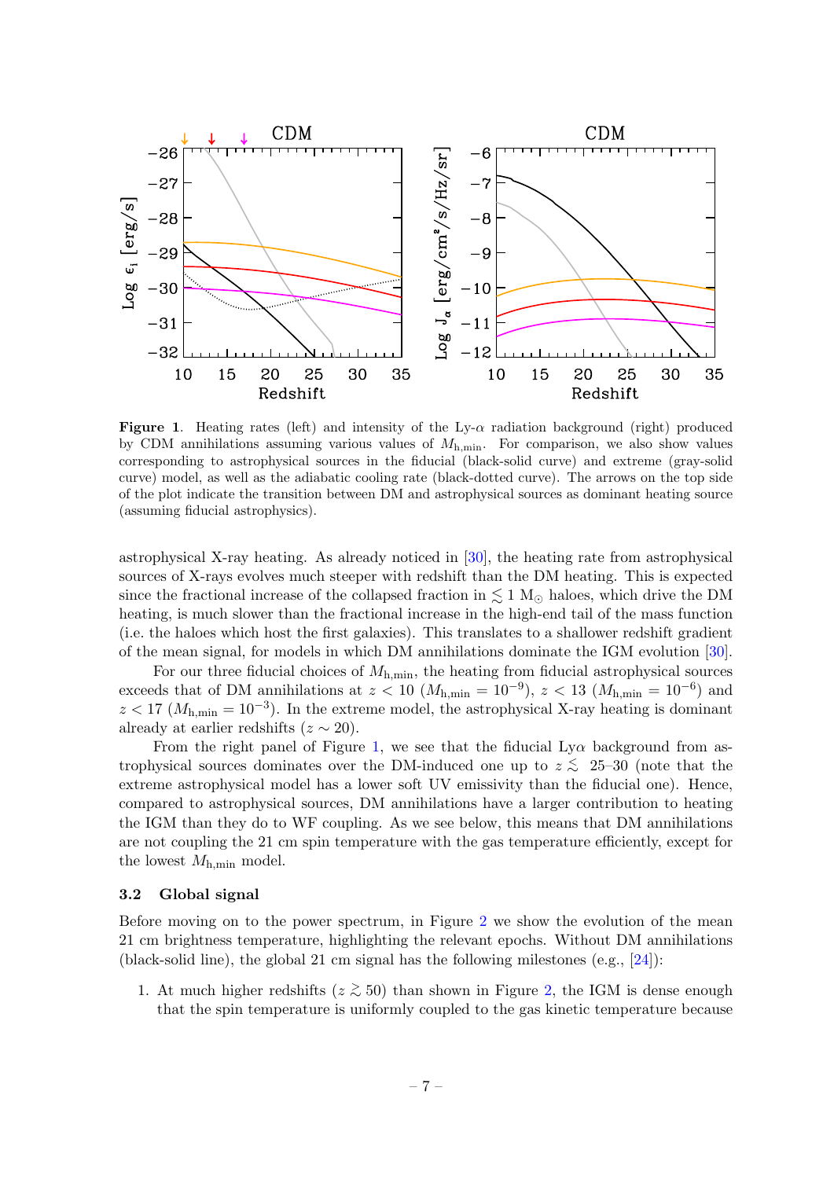**Figure 1**. Heating rates (left) and intensity of the Ly-$\alpha$ radiation background (right) produced by CDM annihilations assuming various values of $M_{\rm h,min}$. For comparison, we also show values corresponding to astrophysical sources in the fiducial (black-solid curve) and extreme (gray-solid curve) model, as well as the adiabatic cooling rate (black-dotted curve). The arrows on the top side of the plot indicate the transition between DM and astrophysical sources as dominant heating source (assuming fiducial astrophysics).

astrophysical X-ray heating. As already noticed in [30], the heating rate from astrophysical sources of X-rays evolves much steeper with redshift than the DM heating. This is expected since the fractional increase of the collapsed fraction in $\lesssim 1$ $M_\odot$ haloes, which drive the DM heating, is much slower than the fractional increase in the high-end tail of the mass function (i.e. the haloes which host the first galaxies). This translates to a shallower redshift gradient of the mean signal, for models in which DM annihilations dominate the IGM evolution [30].

For our three fiducial choices of $M_{\rm h,min}$, the heating from fiducial astrophysical sources exceeds that of DM annihilations at $z < 10$ ($M_{\rm h,min} = 10^{-9}$), $z < 13$ ($M_{\rm h,min} = 10^{-6}$) and $z < 17$ ($M_{\rm h,min} = 10^{-3}$). In the extreme model, the astrophysical X-ray heating is dominant already at earlier redshifts ($z \sim 20$).

From the right panel of Figure 1, we see that the fiducial Ly$\alpha$ background from astrophysical sources dominates over the DM-induced one up to $z \lesssim$ 25–30 (note that the extreme astrophysical model has a lower soft UV emissivity than the fiducial one). Hence, compared to astrophysical sources, DM annihilations have a larger contribution to heating the IGM than they do to WF coupling. As we see below, this means that DM annihilations are not coupling the 21 cm spin temperature with the gas temperature efficiently, except for the lowest $M_{\rm h,min}$ model.

### 3.2 Global signal

Before moving on to the power spectrum, in Figure 2 we show the evolution of the mean 21 cm brightness temperature, highlighting the relevant epochs. Without DM annihilations (black-solid line), the global 21 cm signal has the following milestones (e.g., [24]):

1. At much higher redshifts ($z \gtrsim 50$) than shown in Figure 2, the IGM is dense enough that the spin temperature is uniformly coupled to the gas kinetic temperature because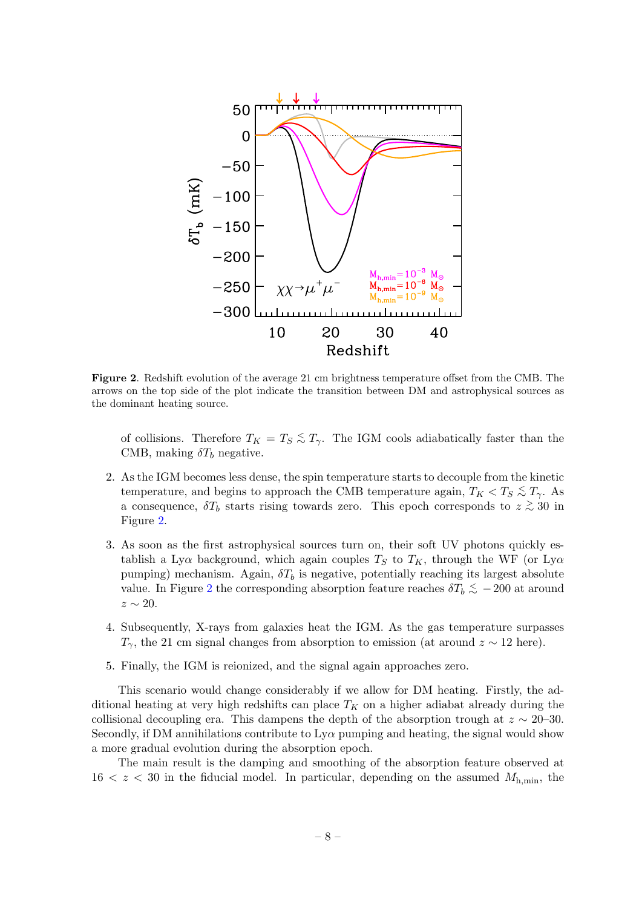**Figure 2**. Redshift evolution of the average 21 cm brightness temperature offset from the CMB. The arrows on the top side of the plot indicate the transition between DM and astrophysical sources as the dominant heating source.

of collisions. Therefore $T_K = T_S \lesssim T_\gamma$. The IGM cools adiabatically faster than the CMB, making $\delta T_b$ negative.

2. As the IGM becomes less dense, the spin temperature starts to decouple from the kinetic temperature, and begins to approach the CMB temperature again, $T_K < T_S \lesssim T_\gamma$. As a consequence, $\delta T_b$ starts rising towards zero. This epoch corresponds to $z \gtrsim 30$ in Figure 2.

3. As soon as the first astrophysical sources turn on, their soft UV photons quickly establish a Ly$\alpha$ background, which again couples $T_S$ to $T_K$, through the WF (or Ly$\alpha$ pumping) mechanism. Again, $\delta T_b$ is negative, potentially reaching its largest absolute value. In Figure 2 the corresponding absorption feature reaches $\delta T_b \lesssim -200$ at around $z \sim 20$.

4. Subsequently, X-rays from galaxies heat the IGM. As the gas temperature surpasses $T_\gamma$, the 21 cm signal changes from absorption to emission (at around $z \sim 12$ here).

5. Finally, the IGM is reionized, and the signal again approaches zero.

This scenario would change considerably if we allow for DM heating. Firstly, the additional heating at very high redshifts can place $T_K$ on a higher adiabat already during the collisional decoupling era. This dampens the depth of the absorption trough at $z \sim 20$–$30$. Secondly, if DM annihilations contribute to Ly$\alpha$ pumping and heating, the signal would show a more gradual evolution during the absorption epoch.

The main result is the damping and smoothing of the absorption feature observed at $16 < z < 30$ in the fiducial model. In particular, depending on the assumed $M_{\rm h,min}$, the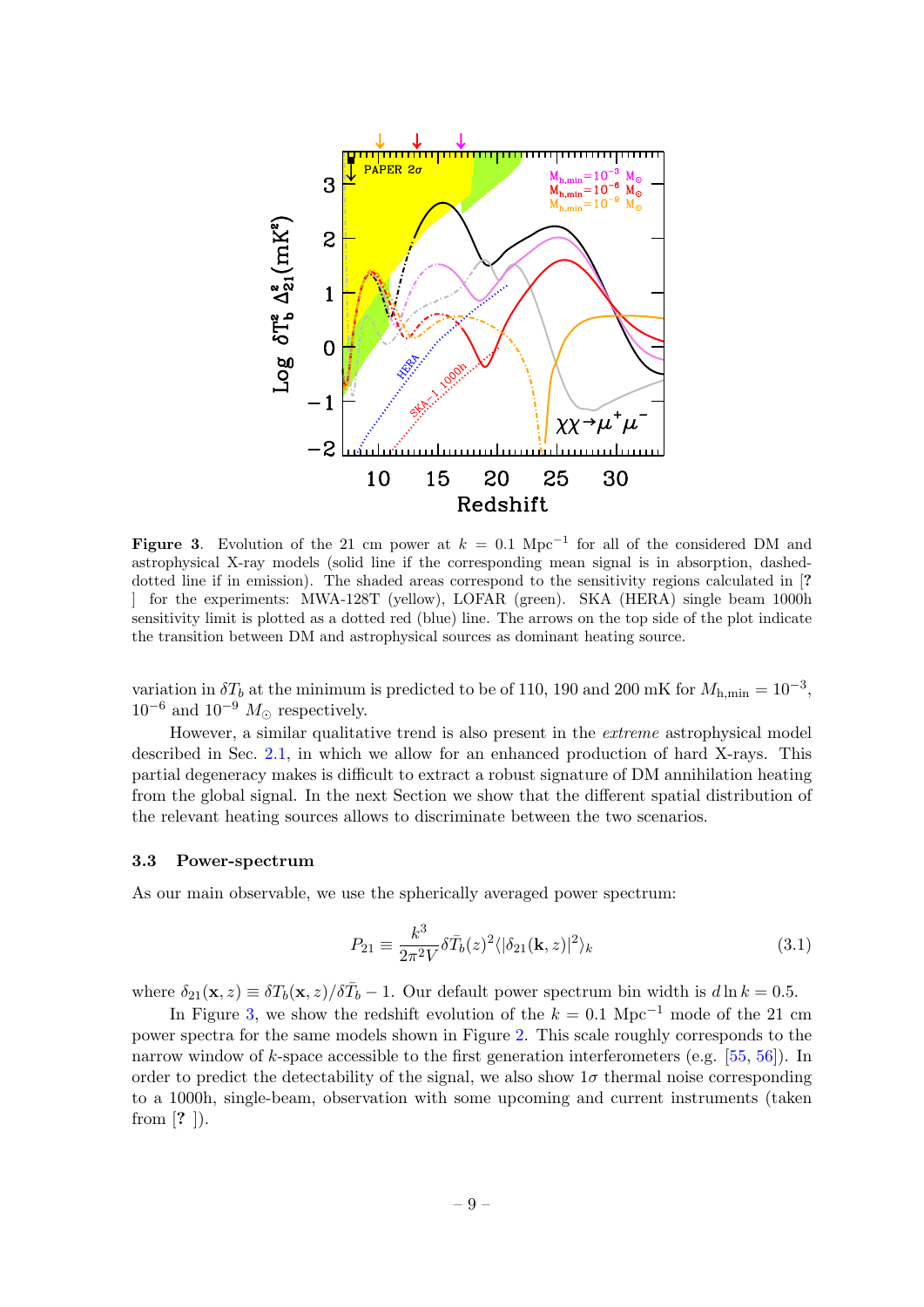**Figure 3**. Evolution of the 21 cm power at $k = 0.1$ Mpc$^{-1}$ for all of the considered DM and astrophysical X-ray models (solid line if the corresponding mean signal is in absorption, dashed-dotted line if in emission). The shaded areas correspond to the sensitivity regions calculated in [**?** ] for the experiments: MWA-128T (yellow), LOFAR (green). SKA (HERA) single beam 1000h sensitivity limit is plotted as a dotted red (blue) line. The arrows on the top side of the plot indicate the transition between DM and astrophysical sources as dominant heating source.

variation in $\delta T_b$ at the minimum is predicted to be of 110, 190 and 200 mK for $M_{\rm h,min} = 10^{-3}$, $10^{-6}$ and $10^{-9}$ $M_{\odot}$ respectively.

However, a similar qualitative trend is also present in the *extreme* astrophysical model described in Sec. 2.1, in which we allow for an enhanced production of hard X-rays. This partial degeneracy makes is difficult to extract a robust signature of DM annihilation heating from the global signal. In the next Section we show that the different spatial distribution of the relevant heating sources allows to discriminate between the two scenarios.

### 3.3 Power-spectrum

As our main observable, we use the spherically averaged power spectrum:

$$P_{21} \equiv \frac{k^3}{2\pi^2 V} \delta \bar{T}_b(z)^2 \langle |\delta_{21}(\mathbf{k}, z)|^2 \rangle_k \tag{3.1}$$

where $\delta_{21}(\mathbf{x}, z) \equiv \delta T_b(\mathbf{x}, z)/\delta \bar{T}_b - 1$. Our default power spectrum bin width is $d \ln k = 0.5$.

In Figure 3, we show the redshift evolution of the $k = 0.1$ Mpc$^{-1}$ mode of the 21 cm power spectra for the same models shown in Figure 2. This scale roughly corresponds to the narrow window of $k$-space accessible to the first generation interferometers (e.g. [55, 56]). In order to predict the detectability of the signal, we also show $1\sigma$ thermal noise corresponding to a 1000h, single-beam, observation with some upcoming and current instruments (taken from [**?** ]).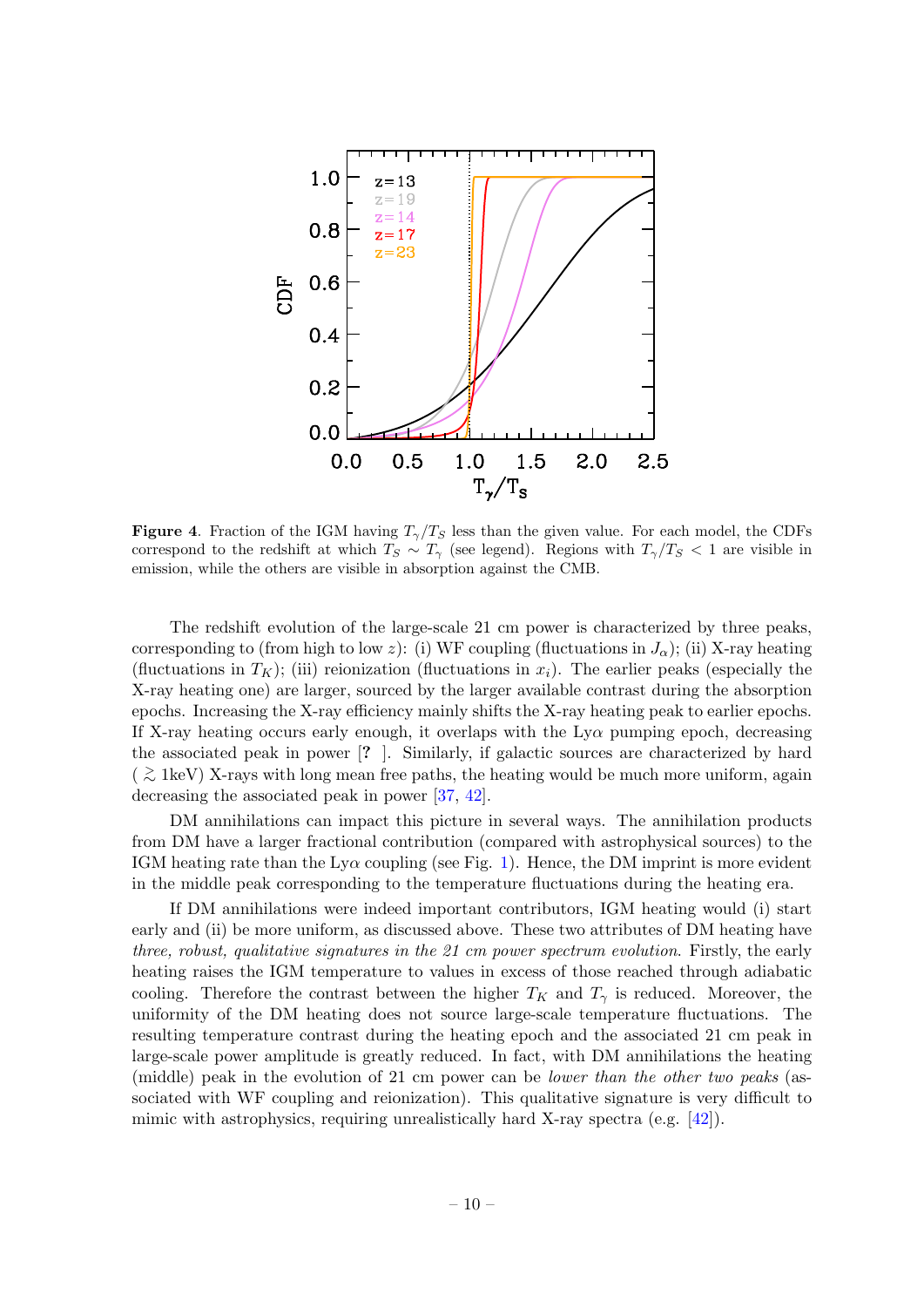**Figure 4**. Fraction of the IGM having $T_\gamma/T_S$ less than the given value. For each model, the CDFs correspond to the redshift at which $T_S \sim T_\gamma$ (see legend). Regions with $T_\gamma/T_S < 1$ are visible in emission, while the others are visible in absorption against the CMB.

The redshift evolution of the large-scale 21 cm power is characterized by three peaks, corresponding to (from high to low $z$): (i) WF coupling (fluctuations in $J_\alpha$); (ii) X-ray heating (fluctuations in $T_K$); (iii) reionization (fluctuations in $x_i$). The earlier peaks (especially the X-ray heating one) are larger, sourced by the larger available contrast during the absorption epochs. Increasing the X-ray efficiency mainly shifts the X-ray heating peak to earlier epochs. If X-ray heating occurs early enough, it overlaps with the Ly$\alpha$ pumping epoch, decreasing the associated peak in power [? ]. Similarly, if galactic sources are characterized by hard ($\gtrsim$ 1keV) X-rays with long mean free paths, the heating would be much more uniform, again decreasing the associated peak in power [37, 42].

DM annihilations can impact this picture in several ways. The annihilation products from DM have a larger fractional contribution (compared with astrophysical sources) to the IGM heating rate than the Ly$\alpha$ coupling (see Fig. 1). Hence, the DM imprint is more evident in the middle peak corresponding to the temperature fluctuations during the heating era.

If DM annihilations were indeed important contributors, IGM heating would (i) start early and (ii) be more uniform, as discussed above. These two attributes of DM heating have *three, robust, qualitative signatures in the 21 cm power spectrum evolution*. Firstly, the early heating raises the IGM temperature to values in excess of those reached through adiabatic cooling. Therefore the contrast between the higher $T_K$ and $T_\gamma$ is reduced. Moreover, the uniformity of the DM heating does not source large-scale temperature fluctuations. The resulting temperature contrast during the heating epoch and the associated 21 cm peak in large-scale power amplitude is greatly reduced. In fact, with DM annihilations the heating (middle) peak in the evolution of 21 cm power can be *lower than the other two peaks* (associated with WF coupling and reionization). This qualitative signature is very difficult to mimic with astrophysics, requiring unrealistically hard X-ray spectra (e.g. [42]).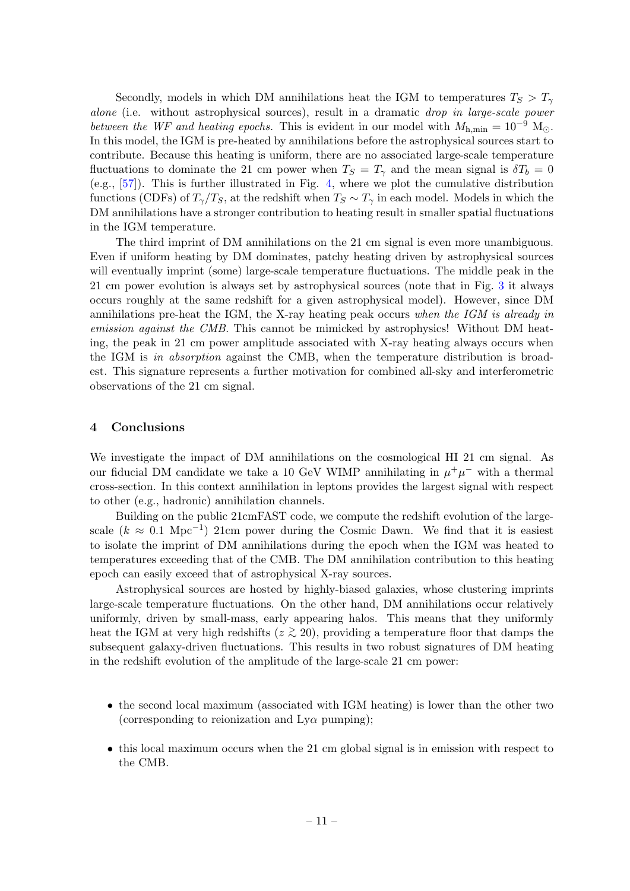Secondly, models in which DM annihilations heat the IGM to temperatures $T_S > T_\gamma$ *alone* (i.e. without astrophysical sources), result in a dramatic *drop in large-scale power between the WF and heating epochs.* This is evident in our model with $M_{\rm h,min} = 10^{-9}$ M$_\odot$. In this model, the IGM is pre-heated by annihilations before the astrophysical sources start to contribute. Because this heating is uniform, there are no associated large-scale temperature fluctuations to dominate the 21 cm power when $T_S = T_\gamma$ and the mean signal is $\delta T_b = 0$ (e.g., [57]). This is further illustrated in Fig. 4, where we plot the cumulative distribution functions (CDFs) of $T_\gamma/T_S$, at the redshift when $T_S \sim T_\gamma$ in each model. Models in which the DM annihilations have a stronger contribution to heating result in smaller spatial fluctuations in the IGM temperature.

The third imprint of DM annihilations on the 21 cm signal is even more unambiguous. Even if uniform heating by DM dominates, patchy heating driven by astrophysical sources will eventually imprint (some) large-scale temperature fluctuations. The middle peak in the 21 cm power evolution is always set by astrophysical sources (note that in Fig. 3 it always occurs roughly at the same redshift for a given astrophysical model). However, since DM annihilations pre-heat the IGM, the X-ray heating peak occurs *when the IGM is already in emission against the CMB.* This cannot be mimicked by astrophysics! Without DM heating, the peak in 21 cm power amplitude associated with X-ray heating always occurs when the IGM is *in absorption* against the CMB, when the temperature distribution is broadest. This signature represents a further motivation for combined all-sky and interferometric observations of the 21 cm signal.

## 4 Conclusions

We investigate the impact of DM annihilations on the cosmological HI 21 cm signal. As our fiducial DM candidate we take a 10 GeV WIMP annihilating in $\mu^+\mu^-$ with a thermal cross-section. In this context annihilation in leptons provides the largest signal with respect to other (e.g., hadronic) annihilation channels.

Building on the public 21cmFAST code, we compute the redshift evolution of the large-scale ($k \approx 0.1$ Mpc$^{-1}$) 21cm power during the Cosmic Dawn. We find that it is easiest to isolate the imprint of DM annihilations during the epoch when the IGM was heated to temperatures exceeding that of the CMB. The DM annihilation contribution to this heating epoch can easily exceed that of astrophysical X-ray sources.

Astrophysical sources are hosted by highly-biased galaxies, whose clustering imprints large-scale temperature fluctuations. On the other hand, DM annihilations occur relatively uniformly, driven by small-mass, early appearing halos. This means that they uniformly heat the IGM at very high redshifts ($z \gtrsim 20$), providing a temperature floor that damps the subsequent galaxy-driven fluctuations. This results in two robust signatures of DM heating in the redshift evolution of the amplitude of the large-scale 21 cm power:

- the second local maximum (associated with IGM heating) is lower than the other two (corresponding to reionization and Ly$\alpha$ pumping);
- this local maximum occurs when the 21 cm global signal is in emission with respect to the CMB.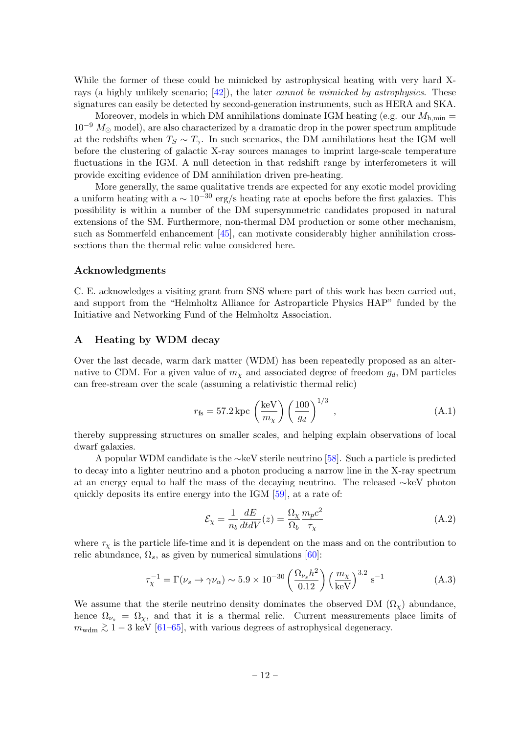While the former of these could be mimicked by astrophysical heating with very hard X-rays (a highly unlikely scenario; [42]), the later *cannot be mimicked by astrophysics*. These signatures can easily be detected by second-generation instruments, such as HERA and SKA.

Moreover, models in which DM annihilations dominate IGM heating (e.g. our $M_{\rm h,min} = 10^{-9}\, M_\odot$ model), are also characterized by a dramatic drop in the power spectrum amplitude at the redshifts when $T_S \sim T_\gamma$. In such scenarios, the DM annihilations heat the IGM well before the clustering of galactic X-ray sources manages to imprint large-scale temperature fluctuations in the IGM. A null detection in that redshift range by interferometers it will provide exciting evidence of DM annihilation driven pre-heating.

More generally, the same qualitative trends are expected for any exotic model providing a uniform heating with a $\sim 10^{-30}$ erg/s heating rate at epochs before the first galaxies. This possibility is within a number of the DM supersymmetric candidates proposed in natural extensions of the SM. Furthermore, non-thermal DM production or some other mechanism, such as Sommerfeld enhancement [45], can motivate considerably higher annihilation cross-sections than the thermal relic value considered here.

### Acknowledgments

C. E. acknowledges a visiting grant from SNS where part of this work has been carried out, and support from the "Helmholtz Alliance for Astroparticle Physics HAP" funded by the Initiative and Networking Fund of the Helmholtz Association.

## A Heating by WDM decay

Over the last decade, warm dark matter (WDM) has been repeatedly proposed as an alternative to CDM. For a given value of $m_\chi$ and associated degree of freedom $g_d$, DM particles can free-stream over the scale (assuming a relativistic thermal relic)

$$r_{\rm fs} = 57.2\,{\rm kpc}\,\left(\frac{\rm keV}{m_\chi}\right)\left(\frac{100}{g_d}\right)^{1/3}\,, \tag{A.1}$$

thereby suppressing structures on smaller scales, and helping explain observations of local dwarf galaxies.

A popular WDM candidate is the $\sim$keV sterile neutrino [58]. Such a particle is predicted to decay into a lighter neutrino and a photon producing a narrow line in the X-ray spectrum at an energy equal to half the mass of the decaying neutrino. The released $\sim$keV photon quickly deposits its entire energy into the IGM [59], at a rate of:

$$\mathcal{E}_\chi = \frac{1}{n_b}\frac{dE}{dtdV}(z) = \frac{\Omega_\chi}{\Omega_b}\frac{m_p c^2}{\tau_\chi} \tag{A.2}$$

where $\tau_\chi$ is the particle life-time and it is dependent on the mass and on the contribution to relic abundance, $\Omega_s$, as given by numerical simulations [60]:

$$\tau_\chi^{-1} = \Gamma(\nu_s \to \gamma\nu_\alpha) \sim 5.9\times 10^{-30}\left(\frac{\Omega_{\nu_s}h^2}{0.12}\right)\left(\frac{m_\chi}{\rm keV}\right)^{3.2}\,{\rm s}^{-1} \tag{A.3}$$

We assume that the sterile neutrino density dominates the observed DM ($\Omega_\chi$) abundance, hence $\Omega_{\nu_s} = \Omega_\chi$, and that it is a thermal relic. Current measurements place limits of $m_{\rm wdm} \gtrsim 1-3$ keV [61–65], with various degrees of astrophysical degeneracy.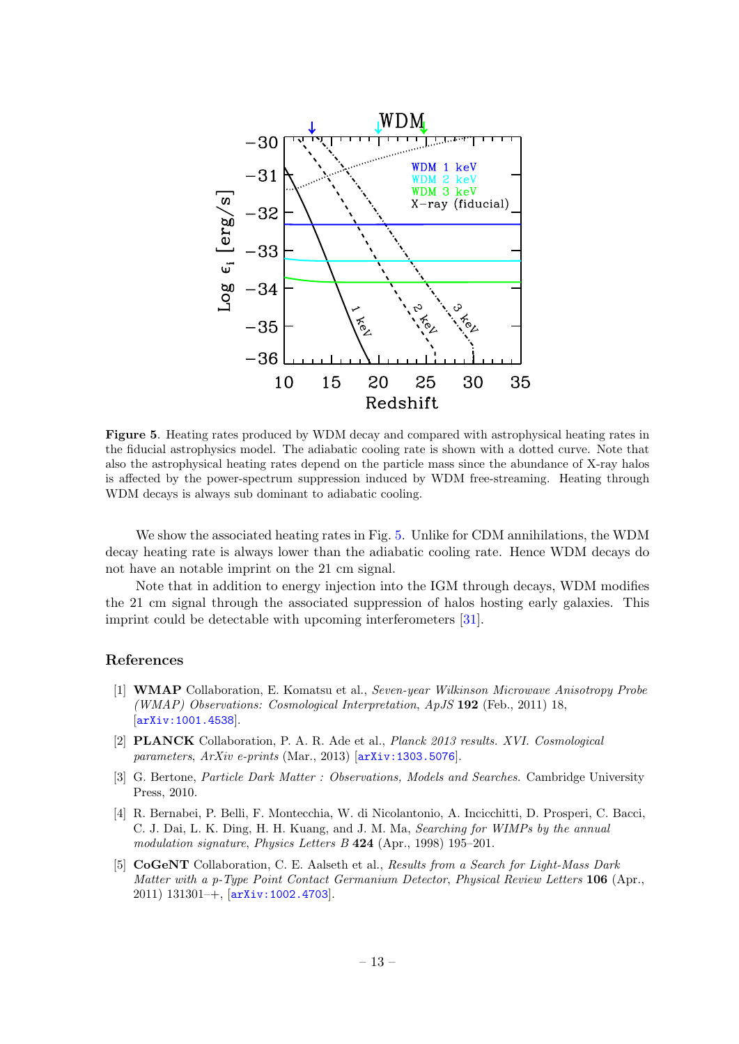**Figure 5**. Heating rates produced by WDM decay and compared with astrophysical heating rates in the fiducial astrophysics model. The adiabatic cooling rate is shown with a dotted curve. Note that also the astrophysical heating rates depend on the particle mass since the abundance of X-ray halos is affected by the power-spectrum suppression induced by WDM free-streaming. Heating through WDM decays is always sub dominant to adiabatic cooling.

We show the associated heating rates in Fig. 5. Unlike for CDM annihilations, the WDM decay heating rate is always lower than the adiabatic cooling rate. Hence WDM decays do not have an notable imprint on the 21 cm signal.

Note that in addition to energy injection into the IGM through decays, WDM modifies the 21 cm signal through the associated suppression of halos hosting early galaxies. This imprint could be detectable with upcoming interferometers [31].

## References

[1] **WMAP** Collaboration, E. Komatsu et al., *Seven-year Wilkinson Microwave Anisotropy Probe (WMAP) Observations: Cosmological Interpretation*, *ApJS* **192** (Feb., 2011) 18, [arXiv:1001.4538].

[2] **PLANCK** Collaboration, P. A. R. Ade et al., *Planck 2013 results. XVI. Cosmological parameters*, *ArXiv e-prints* (Mar., 2013) [arXiv:1303.5076].

[3] G. Bertone, *Particle Dark Matter : Observations, Models and Searches*. Cambridge University Press, 2010.

[4] R. Bernabei, P. Belli, F. Montecchia, W. di Nicolantonio, A. Incicchitti, D. Prosperi, C. Bacci, C. J. Dai, L. K. Ding, H. H. Kuang, and J. M. Ma, *Searching for WIMPs by the annual modulation signature*, *Physics Letters B* **424** (Apr., 1998) 195–201.

[5] **CoGeNT** Collaboration, C. E. Aalseth et al., *Results from a Search for Light-Mass Dark Matter with a p-Type Point Contact Germanium Detector*, *Physical Review Letters* **106** (Apr., 2011) 131301–+, [arXiv:1002.4703].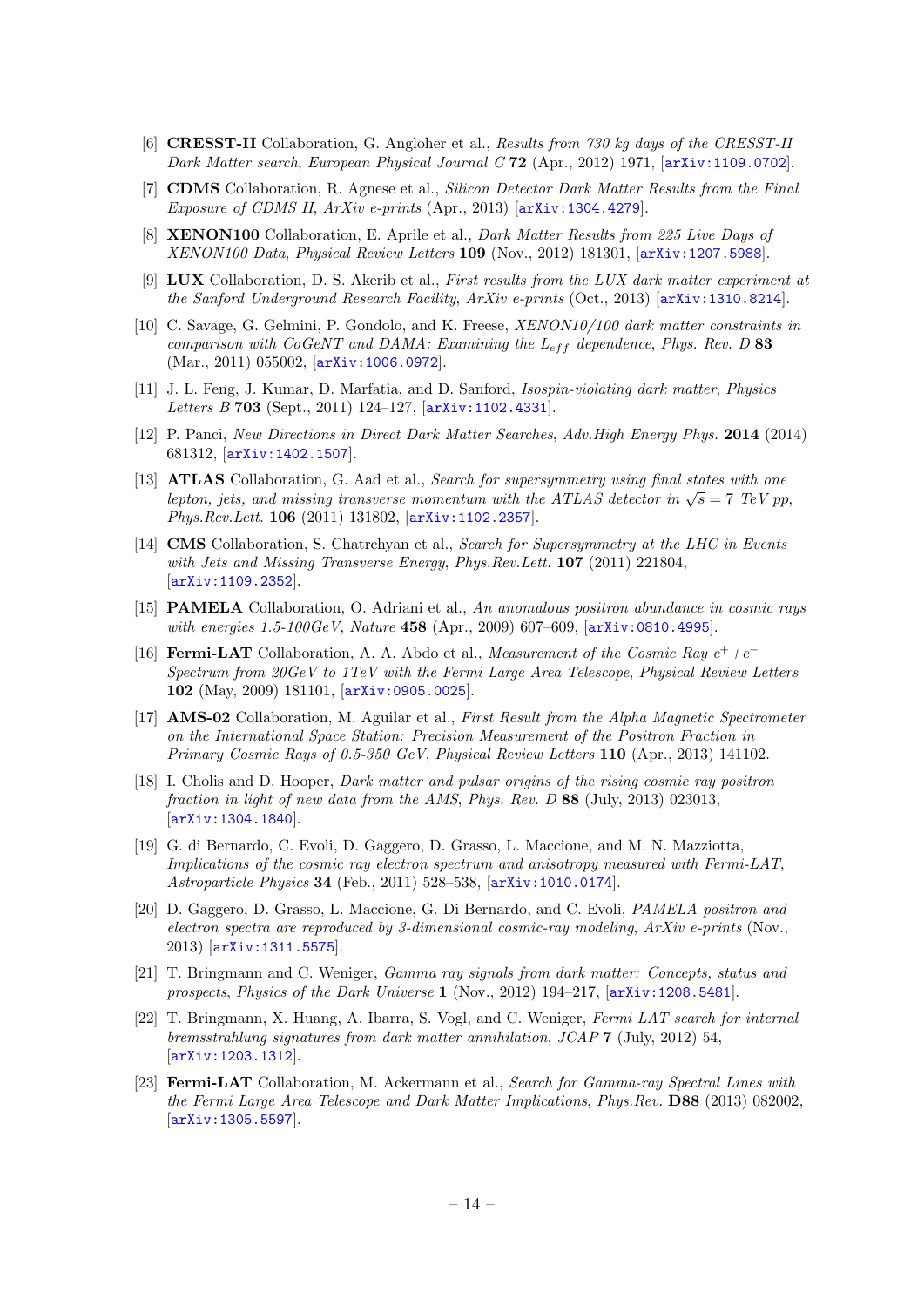[6] **CRESST-II** Collaboration, G. Angloher et al., *Results from 730 kg days of the CRESST-II Dark Matter search*, *European Physical Journal C* **72** (Apr., 2012) 1971, [arXiv:1109.0702].

[7] **CDMS** Collaboration, R. Agnese et al., *Silicon Detector Dark Matter Results from the Final Exposure of CDMS II*, *ArXiv e-prints* (Apr., 2013) [arXiv:1304.4279].

[8] **XENON100** Collaboration, E. Aprile et al., *Dark Matter Results from 225 Live Days of XENON100 Data*, *Physical Review Letters* **109** (Nov., 2012) 181301, [arXiv:1207.5988].

[9] **LUX** Collaboration, D. S. Akerib et al., *First results from the LUX dark matter experiment at the Sanford Underground Research Facility*, *ArXiv e-prints* (Oct., 2013) [arXiv:1310.8214].

[10] C. Savage, G. Gelmini, P. Gondolo, and K. Freese, *XENON10/100 dark matter constraints in comparison with CoGeNT and DAMA: Examining the $L_{eff}$ dependence*, *Phys. Rev. D* **83** (Mar., 2011) 055002, [arXiv:1006.0972].

[11] J. L. Feng, J. Kumar, D. Marfatia, and D. Sanford, *Isospin-violating dark matter*, *Physics Letters B* **703** (Sept., 2011) 124–127, [arXiv:1102.4331].

[12] P. Panci, *New Directions in Direct Dark Matter Searches*, *Adv.High Energy Phys.* **2014** (2014) 681312, [arXiv:1402.1507].

[13] **ATLAS** Collaboration, G. Aad et al., *Search for supersymmetry using final states with one lepton, jets, and missing transverse momentum with the ATLAS detector in $\sqrt{s} = 7$ TeV pp*, *Phys.Rev.Lett.* **106** (2011) 131802, [arXiv:1102.2357].

[14] **CMS** Collaboration, S. Chatrchyan et al., *Search for Supersymmetry at the LHC in Events with Jets and Missing Transverse Energy*, *Phys.Rev.Lett.* **107** (2011) 221804, [arXiv:1109.2352].

[15] **PAMELA** Collaboration, O. Adriani et al., *An anomalous positron abundance in cosmic rays with energies 1.5-100GeV*, *Nature* **458** (Apr., 2009) 607–609, [arXiv:0810.4995].

[16] **Fermi-LAT** Collaboration, A. A. Abdo et al., *Measurement of the Cosmic Ray $e^{+}+e^{-}$ Spectrum from 20GeV to 1TeV with the Fermi Large Area Telescope*, *Physical Review Letters* **102** (May, 2009) 181101, [arXiv:0905.0025].

[17] **AMS-02** Collaboration, M. Aguilar et al., *First Result from the Alpha Magnetic Spectrometer on the International Space Station: Precision Measurement of the Positron Fraction in Primary Cosmic Rays of 0.5-350 GeV*, *Physical Review Letters* **110** (Apr., 2013) 141102.

[18] I. Cholis and D. Hooper, *Dark matter and pulsar origins of the rising cosmic ray positron fraction in light of new data from the AMS*, *Phys. Rev. D* **88** (July, 2013) 023013, [arXiv:1304.1840].

[19] G. di Bernardo, C. Evoli, D. Gaggero, D. Grasso, L. Maccione, and M. N. Mazziotta, *Implications of the cosmic ray electron spectrum and anisotropy measured with Fermi-LAT*, *Astroparticle Physics* **34** (Feb., 2011) 528–538, [arXiv:1010.0174].

[20] D. Gaggero, D. Grasso, L. Maccione, G. Di Bernardo, and C. Evoli, *PAMELA positron and electron spectra are reproduced by 3-dimensional cosmic-ray modeling*, *ArXiv e-prints* (Nov., 2013) [arXiv:1311.5575].

[21] T. Bringmann and C. Weniger, *Gamma ray signals from dark matter: Concepts, status and prospects*, *Physics of the Dark Universe* **1** (Nov., 2012) 194–217, [arXiv:1208.5481].

[22] T. Bringmann, X. Huang, A. Ibarra, S. Vogl, and C. Weniger, *Fermi LAT search for internal bremsstrahlung signatures from dark matter annihilation*, *JCAP* **7** (July, 2012) 54, [arXiv:1203.1312].

[23] **Fermi-LAT** Collaboration, M. Ackermann et al., *Search for Gamma-ray Spectral Lines with the Fermi Large Area Telescope and Dark Matter Implications*, *Phys.Rev.* **D88** (2013) 082002, [arXiv:1305.5597].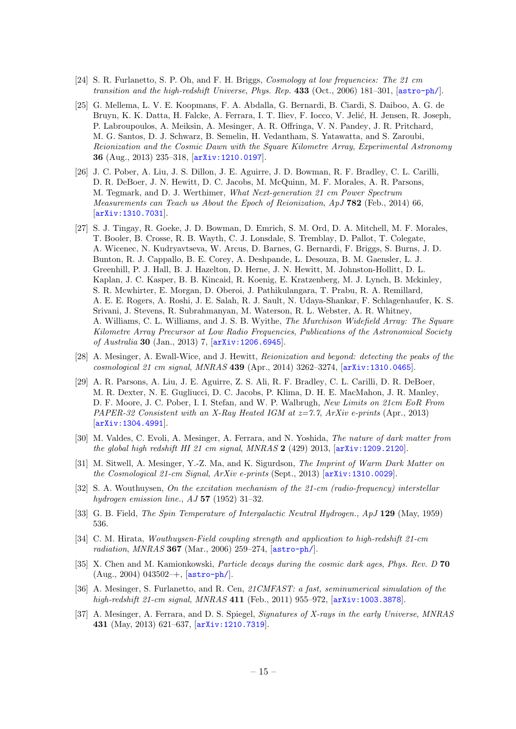[24] S. R. Furlanetto, S. P. Oh, and F. H. Briggs, *Cosmology at low frequencies: The 21 cm transition and the high-redshift Universe*, *Phys. Rep.* **433** (Oct., 2006) 181–301, [astro-ph/].

[25] G. Mellema, L. V. E. Koopmans, F. A. Abdalla, G. Bernardi, B. Ciardi, S. Daiboo, A. G. de Bruyn, K. K. Datta, H. Falcke, A. Ferrara, I. T. Iliev, F. Iocco, V. Jelić, H. Jensen, R. Joseph, P. Labroupoulos, A. Meiksin, A. Mesinger, A. R. Offringa, V. N. Pandey, J. R. Pritchard, M. G. Santos, D. J. Schwarz, B. Semelin, H. Vedantham, S. Yatawatta, and S. Zaroubi, *Reionization and the Cosmic Dawn with the Square Kilometre Array*, *Experimental Astronomy* **36** (Aug., 2013) 235–318, [arXiv:1210.0197].

[26] J. C. Pober, A. Liu, J. S. Dillon, J. E. Aguirre, J. D. Bowman, R. F. Bradley, C. L. Carilli, D. R. DeBoer, J. N. Hewitt, D. C. Jacobs, M. McQuinn, M. F. Morales, A. R. Parsons, M. Tegmark, and D. J. Werthimer, *What Next-generation 21 cm Power Spectrum Measurements can Teach us About the Epoch of Reionization*, *ApJ* **782** (Feb., 2014) 66, [arXiv:1310.7031].

[27] S. J. Tingay, R. Goeke, J. D. Bowman, D. Emrich, S. M. Ord, D. A. Mitchell, M. F. Morales, T. Booler, B. Crosse, R. B. Wayth, C. J. Lonsdale, S. Tremblay, D. Pallot, T. Colegate, A. Wicenec, N. Kudryavtseva, W. Arcus, D. Barnes, G. Bernardi, F. Briggs, S. Burns, J. D. Bunton, R. J. Cappallo, B. E. Corey, A. Deshpande, L. Desouza, B. M. Gaensler, L. J. Greenhill, P. J. Hall, B. J. Hazelton, D. Herne, J. N. Hewitt, M. Johnston-Hollitt, D. L. Kaplan, J. C. Kasper, B. B. Kincaid, R. Koenig, E. Kratzenberg, M. J. Lynch, B. Mckinley, S. R. Mcwhirter, E. Morgan, D. Oberoi, J. Pathikulangara, T. Prabu, R. A. Remillard, A. E. E. Rogers, A. Roshi, J. E. Salah, R. J. Sault, N. Udaya-Shankar, F. Schlagenhaufer, K. S. Srivani, J. Stevens, R. Subrahmanyan, M. Waterson, R. L. Webster, A. R. Whitney, A. Williams, C. L. Williams, and J. S. B. Wyithe, *The Murchison Widefield Array: The Square Kilometre Array Precursor at Low Radio Frequencies*, *Publications of the Astronomical Society of Australia* **30** (Jan., 2013) 7, [arXiv:1206.6945].

[28] A. Mesinger, A. Ewall-Wice, and J. Hewitt, *Reionization and beyond: detecting the peaks of the cosmological 21 cm signal*, *MNRAS* **439** (Apr., 2014) 3262–3274, [arXiv:1310.0465].

[29] A. R. Parsons, A. Liu, J. E. Aguirre, Z. S. Ali, R. F. Bradley, C. L. Carilli, D. R. DeBoer, M. R. Dexter, N. E. Gugliucci, D. C. Jacobs, P. Klima, D. H. E. MacMahon, J. R. Manley, D. F. Moore, J. C. Pober, I. I. Stefan, and W. P. Walbrugh, *New Limits on 21cm EoR From PAPER-32 Consistent with an X-Ray Heated IGM at z=7.7*, *ArXiv e-prints* (Apr., 2013) [arXiv:1304.4991].

[30] M. Valdes, C. Evoli, A. Mesinger, A. Ferrara, and N. Yoshida, *The nature of dark matter from the global high redshift HI 21 cm signal*, *MNRAS* **2** (429) 2013, [arXiv:1209.2120].

[31] M. Sitwell, A. Mesinger, Y.-Z. Ma, and K. Sigurdson, *The Imprint of Warm Dark Matter on the Cosmological 21-cm Signal*, *ArXiv e-prints* (Sept., 2013) [arXiv:1310.0029].

[32] S. A. Wouthuysen, *On the excitation mechanism of the 21-cm (radio-frequency) interstellar hydrogen emission line.*, *AJ* **57** (1952) 31–32.

[33] G. B. Field, *The Spin Temperature of Intergalactic Neutral Hydrogen.*, *ApJ* **129** (May, 1959) 536.

[34] C. M. Hirata, *Wouthuysen-Field coupling strength and application to high-redshift 21-cm radiation*, *MNRAS* **367** (Mar., 2006) 259–274, [astro-ph/].

[35] X. Chen and M. Kamionkowski, *Particle decays during the cosmic dark ages*, *Phys. Rev. D* **70** (Aug., 2004) 043502–+, [astro-ph/].

[36] A. Mesinger, S. Furlanetto, and R. Cen, *21CMFAST: a fast, seminumerical simulation of the high-redshift 21-cm signal*, *MNRAS* **411** (Feb., 2011) 955–972, [arXiv:1003.3878].

[37] A. Mesinger, A. Ferrara, and D. S. Spiegel, *Signatures of X-rays in the early Universe*, *MNRAS* **431** (May, 2013) 621–637, [arXiv:1210.7319].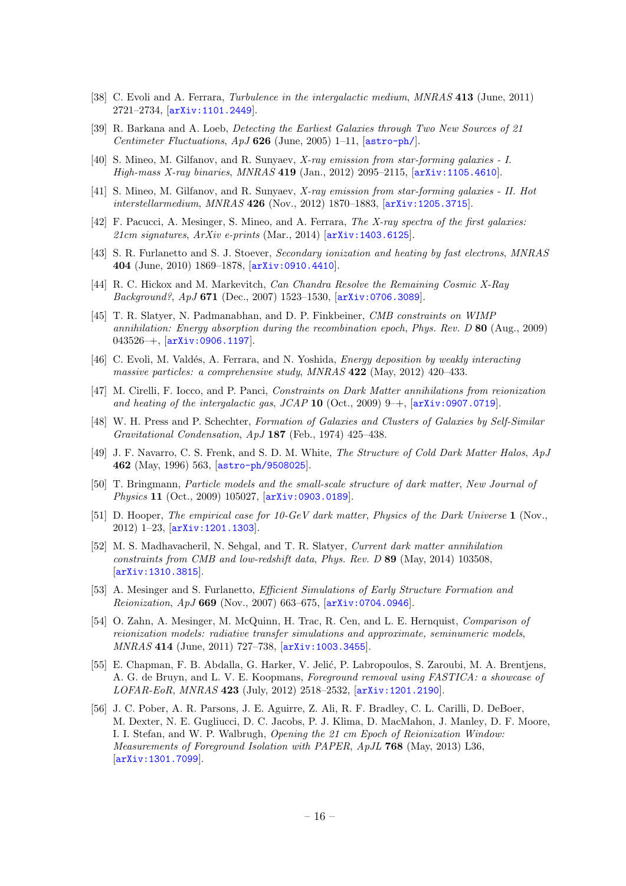[38] C. Evoli and A. Ferrara, *Turbulence in the intergalactic medium*, *MNRAS* **413** (June, 2011) 2721–2734, [arXiv:1101.2449].

[39] R. Barkana and A. Loeb, *Detecting the Earliest Galaxies through Two New Sources of 21 Centimeter Fluctuations*, *ApJ* **626** (June, 2005) 1–11, [astro-ph/].

[40] S. Mineo, M. Gilfanov, and R. Sunyaev, *X-ray emission from star-forming galaxies - I. High-mass X-ray binaries*, *MNRAS* **419** (Jan., 2012) 2095–2115, [arXiv:1105.4610].

[41] S. Mineo, M. Gilfanov, and R. Sunyaev, *X-ray emission from star-forming galaxies - II. Hot interstellarmedium*, *MNRAS* **426** (Nov., 2012) 1870–1883, [arXiv:1205.3715].

[42] F. Pacucci, A. Mesinger, S. Mineo, and A. Ferrara, *The X-ray spectra of the first galaxies: 21cm signatures*, *ArXiv e-prints* (Mar., 2014) [arXiv:1403.6125].

[43] S. R. Furlanetto and S. J. Stoever, *Secondary ionization and heating by fast electrons*, *MNRAS* **404** (June, 2010) 1869–1878, [arXiv:0910.4410].

[44] R. C. Hickox and M. Markevitch, *Can Chandra Resolve the Remaining Cosmic X-Ray Background?*, *ApJ* **671** (Dec., 2007) 1523–1530, [arXiv:0706.3089].

[45] T. R. Slatyer, N. Padmanabhan, and D. P. Finkbeiner, *CMB constraints on WIMP annihilation: Energy absorption during the recombination epoch*, *Phys. Rev. D* **80** (Aug., 2009) 043526–+, [arXiv:0906.1197].

[46] C. Evoli, M. Valdés, A. Ferrara, and N. Yoshida, *Energy deposition by weakly interacting massive particles: a comprehensive study*, *MNRAS* **422** (May, 2012) 420–433.

[47] M. Cirelli, F. Iocco, and P. Panci, *Constraints on Dark Matter annihilations from reionization and heating of the intergalactic gas*, *JCAP* **10** (Oct., 2009) 9–+, [arXiv:0907.0719].

[48] W. H. Press and P. Schechter, *Formation of Galaxies and Clusters of Galaxies by Self-Similar Gravitational Condensation*, *ApJ* **187** (Feb., 1974) 425–438.

[49] J. F. Navarro, C. S. Frenk, and S. D. M. White, *The Structure of Cold Dark Matter Halos*, *ApJ* **462** (May, 1996) 563, [astro-ph/9508025].

[50] T. Bringmann, *Particle models and the small-scale structure of dark matter*, *New Journal of Physics* **11** (Oct., 2009) 105027, [arXiv:0903.0189].

[51] D. Hooper, *The empirical case for 10-GeV dark matter*, *Physics of the Dark Universe* **1** (Nov., 2012) 1–23, [arXiv:1201.1303].

[52] M. S. Madhavacheril, N. Sehgal, and T. R. Slatyer, *Current dark matter annihilation constraints from CMB and low-redshift data*, *Phys. Rev. D* **89** (May, 2014) 103508, [arXiv:1310.3815].

[53] A. Mesinger and S. Furlanetto, *Efficient Simulations of Early Structure Formation and Reionization*, *ApJ* **669** (Nov., 2007) 663–675, [arXiv:0704.0946].

[54] O. Zahn, A. Mesinger, M. McQuinn, H. Trac, R. Cen, and L. E. Hernquist, *Comparison of reionization models: radiative transfer simulations and approximate, seminumeric models*, *MNRAS* **414** (June, 2011) 727–738, [arXiv:1003.3455].

[55] E. Chapman, F. B. Abdalla, G. Harker, V. Jelić, P. Labropoulos, S. Zaroubi, M. A. Brentjens, A. G. de Bruyn, and L. V. E. Koopmans, *Foreground removal using FASTICA: a showcase of LOFAR-EoR*, *MNRAS* **423** (July, 2012) 2518–2532, [arXiv:1201.2190].

[56] J. C. Pober, A. R. Parsons, J. E. Aguirre, Z. Ali, R. F. Bradley, C. L. Carilli, D. DeBoer, M. Dexter, N. E. Gugliucci, D. C. Jacobs, P. J. Klima, D. MacMahon, J. Manley, D. F. Moore, I. I. Stefan, and W. P. Walbrugh, *Opening the 21 cm Epoch of Reionization Window: Measurements of Foreground Isolation with PAPER*, *ApJL* **768** (May, 2013) L36, [arXiv:1301.7099].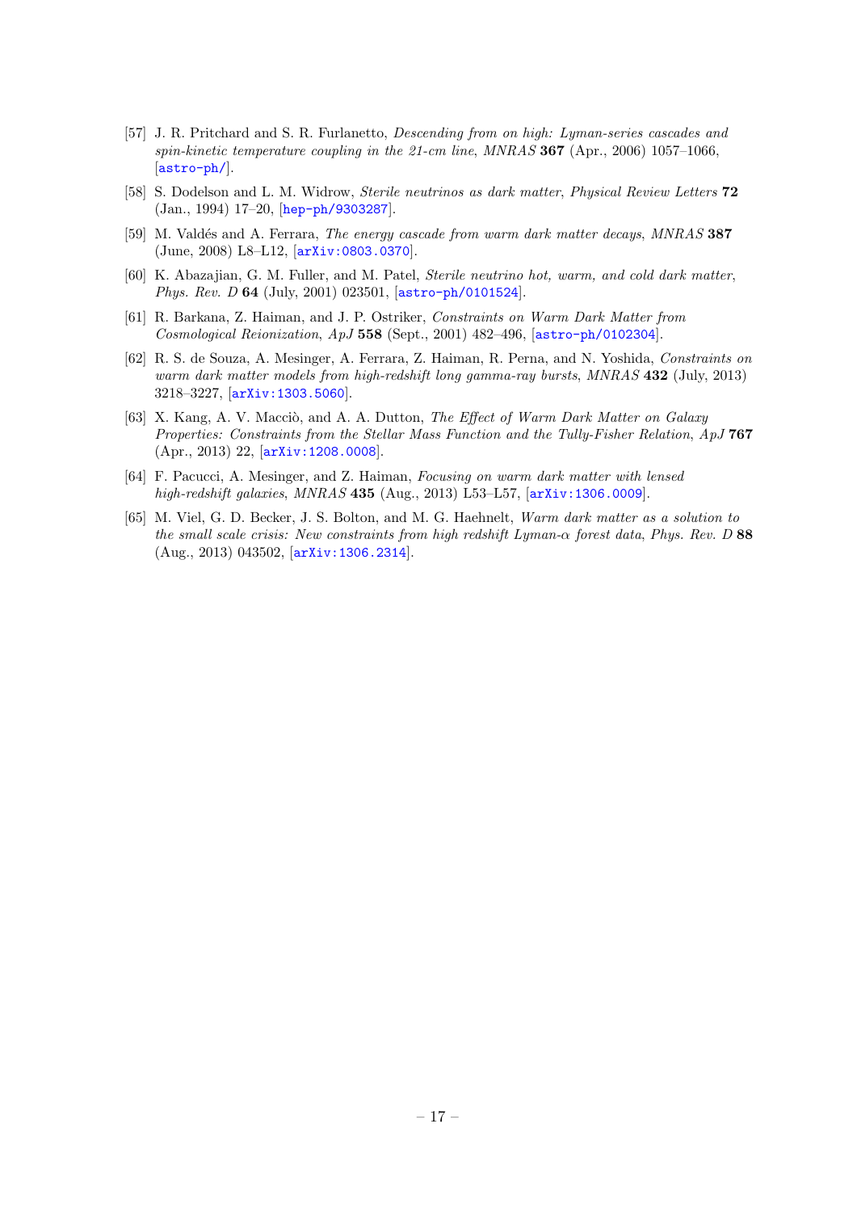[57] J. R. Pritchard and S. R. Furlanetto, *Descending from on high: Lyman-series cascades and spin-kinetic temperature coupling in the 21-cm line*, *MNRAS* **367** (Apr., 2006) 1057–1066, [astro-ph/].

[58] S. Dodelson and L. M. Widrow, *Sterile neutrinos as dark matter*, *Physical Review Letters* **72** (Jan., 1994) 17–20, [hep-ph/9303287].

[59] M. Valdés and A. Ferrara, *The energy cascade from warm dark matter decays*, *MNRAS* **387** (June, 2008) L8–L12, [arXiv:0803.0370].

[60] K. Abazajian, G. M. Fuller, and M. Patel, *Sterile neutrino hot, warm, and cold dark matter*, *Phys. Rev. D* **64** (July, 2001) 023501, [astro-ph/0101524].

[61] R. Barkana, Z. Haiman, and J. P. Ostriker, *Constraints on Warm Dark Matter from Cosmological Reionization*, *ApJ* **558** (Sept., 2001) 482–496, [astro-ph/0102304].

[62] R. S. de Souza, A. Mesinger, A. Ferrara, Z. Haiman, R. Perna, and N. Yoshida, *Constraints on warm dark matter models from high-redshift long gamma-ray bursts*, *MNRAS* **432** (July, 2013) 3218–3227, [arXiv:1303.5060].

[63] X. Kang, A. V. Macciò, and A. A. Dutton, *The Effect of Warm Dark Matter on Galaxy Properties: Constraints from the Stellar Mass Function and the Tully-Fisher Relation*, *ApJ* **767** (Apr., 2013) 22, [arXiv:1208.0008].

[64] F. Pacucci, A. Mesinger, and Z. Haiman, *Focusing on warm dark matter with lensed high-redshift galaxies*, *MNRAS* **435** (Aug., 2013) L53–L57, [arXiv:1306.0009].

[65] M. Viel, G. D. Becker, J. S. Bolton, and M. G. Haehnelt, *Warm dark matter as a solution to the small scale crisis: New constraints from high redshift Lyman-α forest data*, *Phys. Rev. D* **88** (Aug., 2013) 043502, [arXiv:1306.2314].